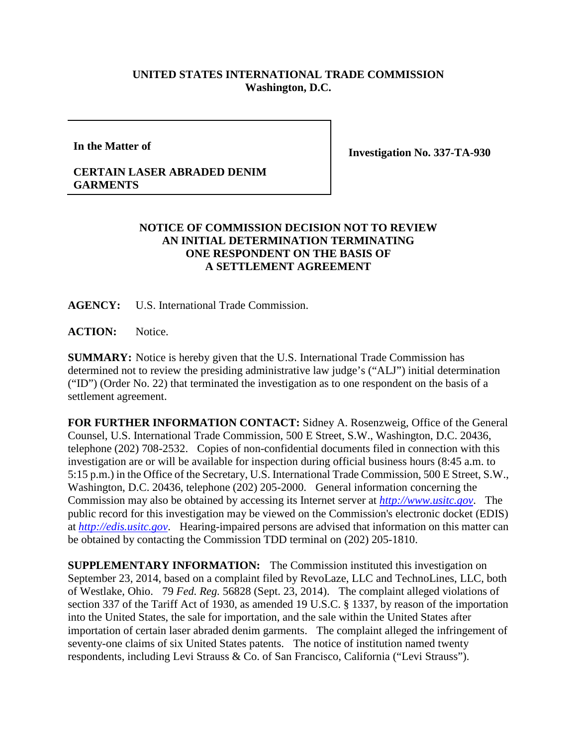**UNITED STATES INTERNATIONAL TRADE COMMISSION**
**Washington, D.C.**

| In the Matter of<br><br>**CERTAIN LASER ABRADED DENIM GARMENTS** | **Investigation No. 337-TA-930** |
|---|---|

**NOTICE OF COMMISSION DECISION NOT TO REVIEW AN INITIAL DETERMINATION TERMINATING ONE RESPONDENT ON THE BASIS OF A SETTLEMENT AGREEMENT**

**AGENCY:** U.S. International Trade Commission.

**ACTION:** Notice.

**SUMMARY:** Notice is hereby given that the U.S. International Trade Commission has determined not to review the presiding administrative law judge's ("ALJ") initial determination ("ID") (Order No. 22) that terminated the investigation as to one respondent on the basis of a settlement agreement.

**FOR FURTHER INFORMATION CONTACT:** Sidney A. Rosenzweig, Office of the General Counsel, U.S. International Trade Commission, 500 E Street, S.W., Washington, D.C. 20436, telephone (202) 708-2532. Copies of non-confidential documents filed in connection with this investigation are or will be available for inspection during official business hours (8:45 a.m. to 5:15 p.m.) in the Office of the Secretary, U.S. International Trade Commission, 500 E Street, S.W., Washington, D.C. 20436, telephone (202) 205-2000. General information concerning the Commission may also be obtained by accessing its Internet server at *http://www.usitc.gov*. The public record for this investigation may be viewed on the Commission's electronic docket (EDIS) at *http://edis.usitc.gov*. Hearing-impaired persons are advised that information on this matter can be obtained by contacting the Commission TDD terminal on (202) 205-1810.

**SUPPLEMENTARY INFORMATION:** The Commission instituted this investigation on September 23, 2014, based on a complaint filed by RevoLaze, LLC and TechnoLines, LLC, both of Westlake, Ohio. 79 *Fed. Reg.* 56828 (Sept. 23, 2014). The complaint alleged violations of section 337 of the Tariff Act of 1930, as amended 19 U.S.C. § 1337, by reason of the importation into the United States, the sale for importation, and the sale within the United States after importation of certain laser abraded denim garments. The complaint alleged the infringement of seventy-one claims of six United States patents. The notice of institution named twenty respondents, including Levi Strauss & Co. of San Francisco, California ("Levi Strauss").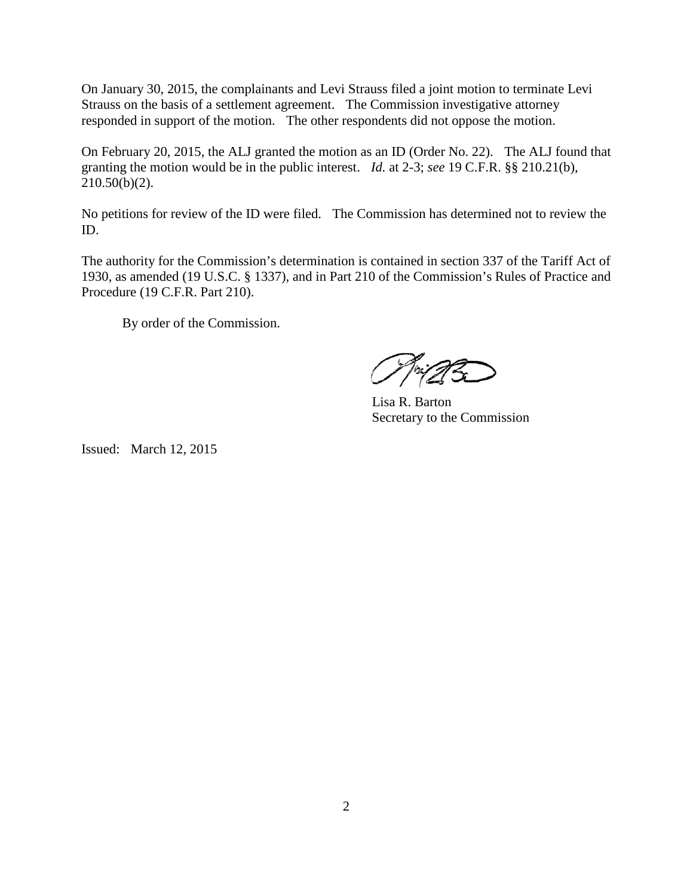On January 30, 2015, the complainants and Levi Strauss filed a joint motion to terminate Levi Strauss on the basis of a settlement agreement. The Commission investigative attorney responded in support of the motion. The other respondents did not oppose the motion.

On February 20, 2015, the ALJ granted the motion as an ID (Order No. 22). The ALJ found that granting the motion would be in the public interest. *Id.* at 2-3; *see* 19 C.F.R. §§ 210.21(b), 210.50(b)(2).

No petitions for review of the ID were filed. The Commission has determined not to review the ID.

The authority for the Commission's determination is contained in section 337 of the Tariff Act of 1930, as amended (19 U.S.C. § 1337), and in Part 210 of the Commission's Rules of Practice and Procedure (19 C.F.R. Part 210).

By order of the Commission.

Lisa R. Barton
Secretary to the Commission

Issued: March 12, 2015